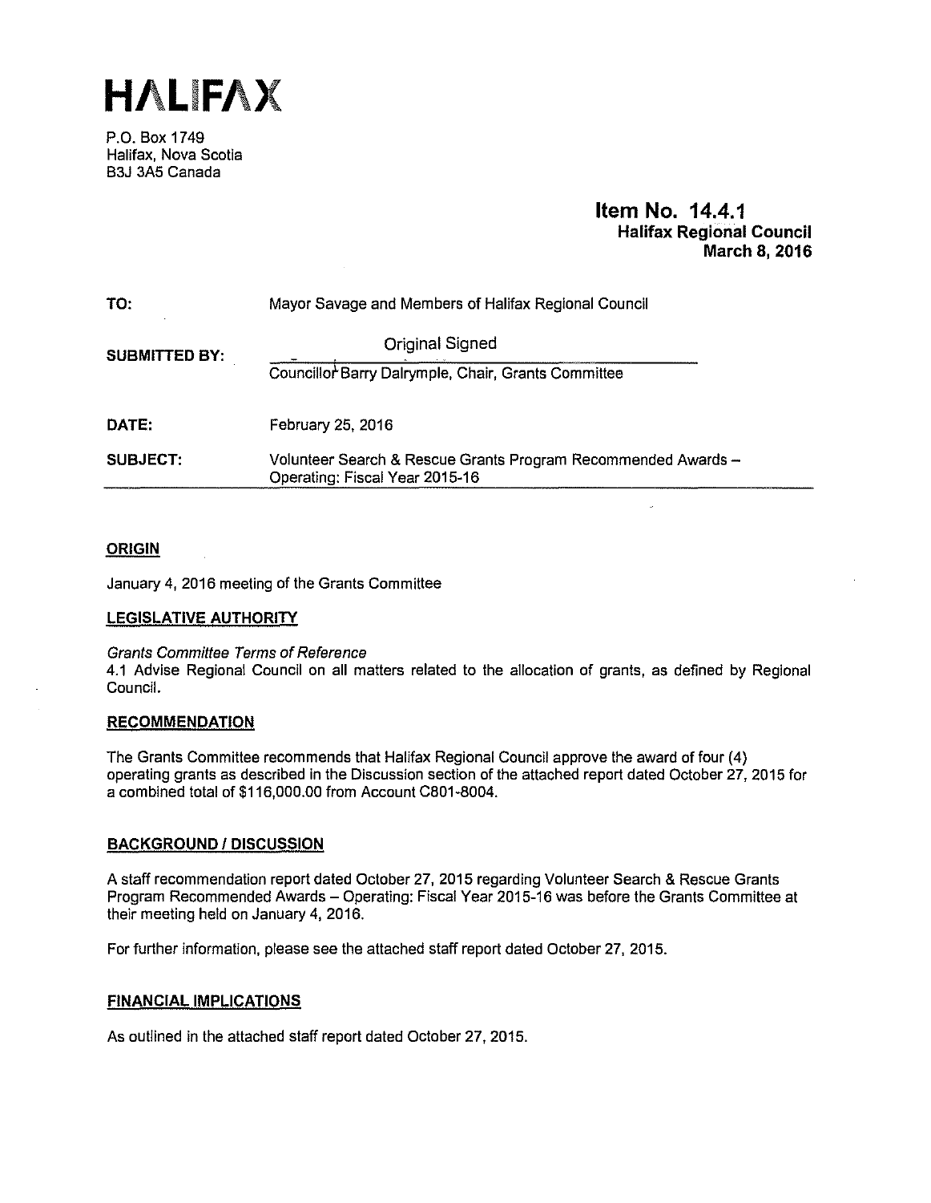# HALIFAX

P.O. Box 1749
Halifax, Nova Scotia
B3J 3A5 Canada

**Item No. 14.4.1**
**Halifax Regional Council**
**March 8, 2016**

| | |
|---|---|
| **TO:** | Mayor Savage and Members of Halifax Regional Council |
| **SUBMITTED BY:** | Original Signed<br>Councillor Barry Dalrymple, Chair, Grants Committee |
| **DATE:** | February 25, 2016 |
| **SUBJECT:** | Volunteer Search & Rescue Grants Program Recommended Awards – Operating: Fiscal Year 2015-16 |

## ORIGIN

January 4, 2016 meeting of the Grants Committee

## LEGISLATIVE AUTHORITY

*Grants Committee Terms of Reference*
4.1 Advise Regional Council on all matters related to the allocation of grants, as defined by Regional Council.

## RECOMMENDATION

The Grants Committee recommends that Halifax Regional Council approve the award of four (4) operating grants as described in the Discussion section of the attached report dated October 27, 2015 for a combined total of $116,000.00 from Account C801-8004.

## BACKGROUND / DISCUSSION

A staff recommendation report dated October 27, 2015 regarding Volunteer Search & Rescue Grants Program Recommended Awards – Operating: Fiscal Year 2015-16 was before the Grants Committee at their meeting held on January 4, 2016.

For further information, please see the attached staff report dated October 27, 2015.

## FINANCIAL IMPLICATIONS

As outlined in the attached staff report dated October 27, 2015.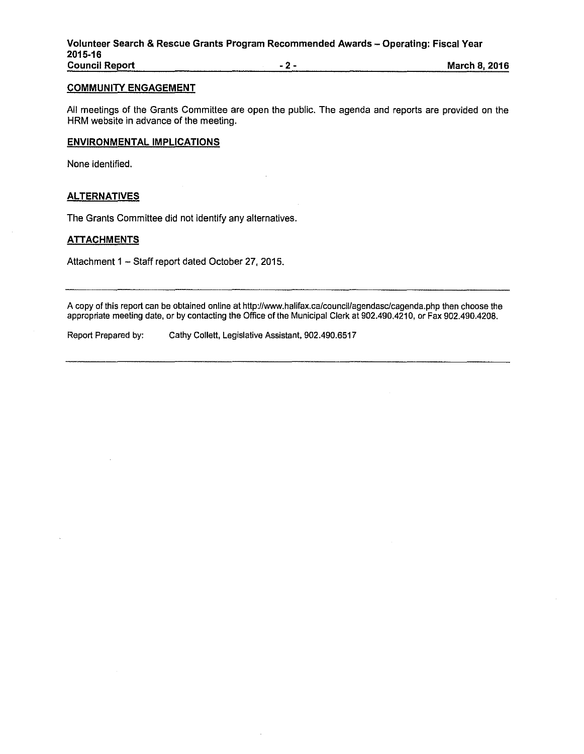## COMMUNITY ENGAGEMENT

All meetings of the Grants Committee are open the public. The agenda and reports are provided on the HRM website in advance of the meeting.

## ENVIRONMENTAL IMPLICATIONS

None identified.

## ALTERNATIVES

The Grants Committee did not identify any alternatives.

## ATTACHMENTS

Attachment 1 – Staff report dated October 27, 2015.

---

A copy of this report can be obtained online at http://www.halifax.ca/council/agendasc/cagenda.php then choose the appropriate meeting date, or by contacting the Office of the Municipal Clerk at 902.490.4210, or Fax 902.490.4208.

Report Prepared by: Cathy Collett, Legislative Assistant, 902.490.6517

---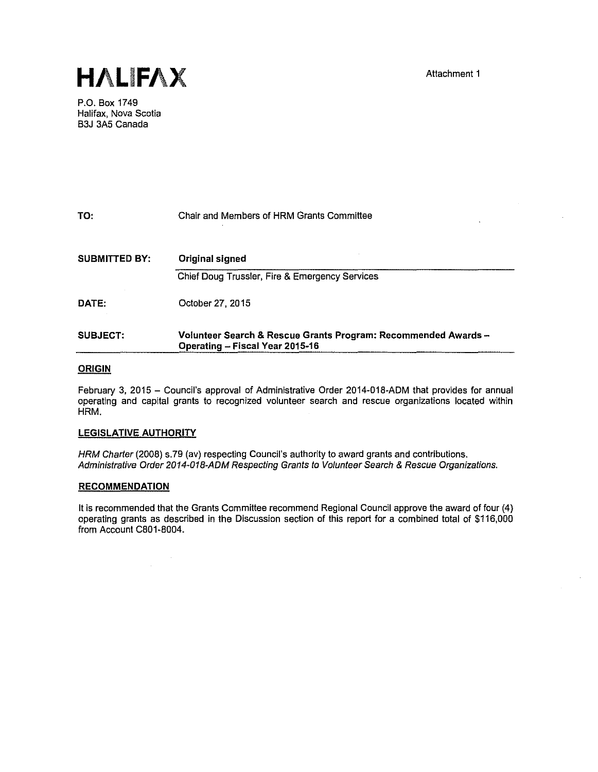# HALIFAX

Attachment 1

P.O. Box 1749
Halifax, Nova Scotia
B3J 3A5 Canada

| | |
|---|---|
| **TO:** | Chair and Members of HRM Grants Committee |
| **SUBMITTED BY:** | **Original signed** |
| | Chief Doug Trussler, Fire & Emergency Services |
| **DATE:** | October 27, 2015 |
| **SUBJECT:** | **Volunteer Search & Rescue Grants Program: Recommended Awards – Operating – Fiscal Year 2015-16** |

## ORIGIN

February 3, 2015 – Council's approval of Administrative Order 2014-018-ADM that provides for annual operating and capital grants to recognized volunteer search and rescue organizations located within HRM.

## LEGISLATIVE AUTHORITY

*HRM Charter* (2008) s.79 (av) respecting Council's authority to award grants and contributions.
*Administrative Order 2014-018-ADM Respecting Grants to Volunteer Search & Rescue Organizations.*

## RECOMMENDATION

It is recommended that the Grants Committee recommend Regional Council approve the award of four (4) operating grants as described in the Discussion section of this report for a combined total of $116,000 from Account C801-8004.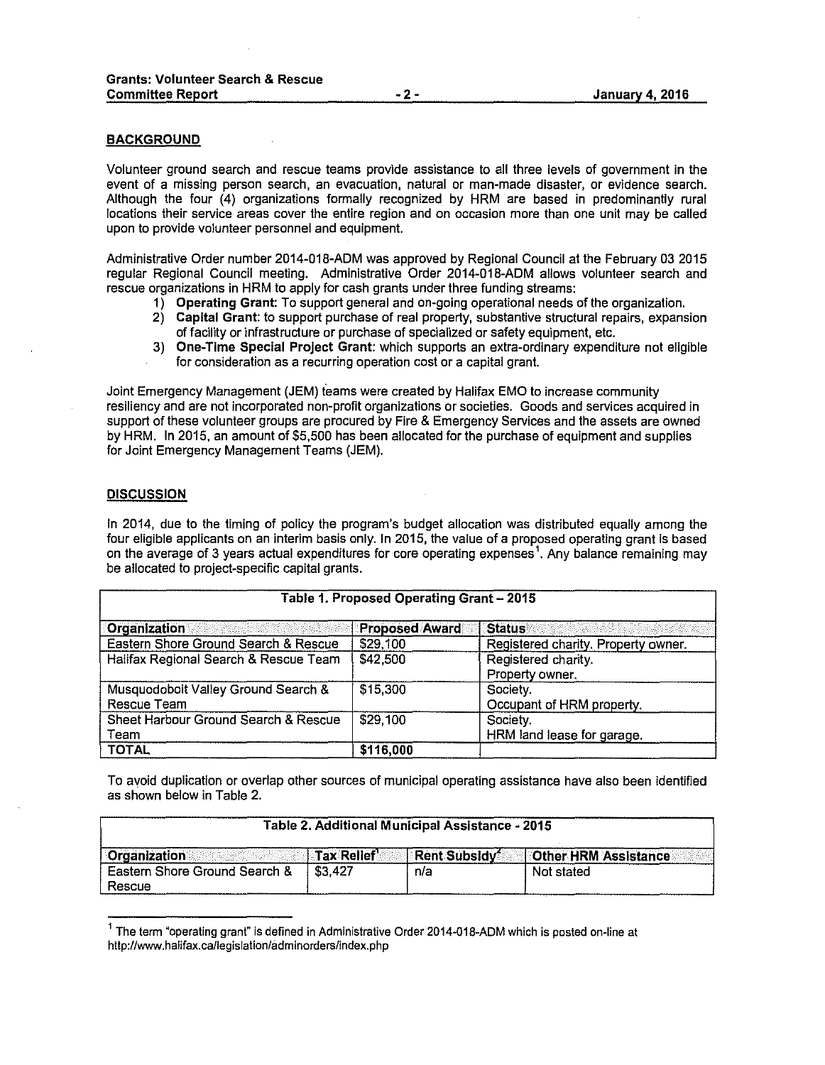## BACKGROUND

Volunteer ground search and rescue teams provide assistance to all three levels of government in the event of a missing person search, an evacuation, natural or man-made disaster, or evidence search. Although the four (4) organizations formally recognized by HRM are based in predominantly rural locations their service areas cover the entire region and on occasion more than one unit may be called upon to provide volunteer personnel and equipment.

Administrative Order number 2014-018-ADM was approved by Regional Council at the February 03 2015 regular Regional Council meeting. Administrative Order 2014-018-ADM allows volunteer search and rescue organizations in HRM to apply for cash grants under three funding streams:

1) **Operating Grant**: To support general and on-going operational needs of the organization.
2) **Capital Grant**: to support purchase of real property, substantive structural repairs, expansion of facility or infrastructure or purchase of specialized or safety equipment, etc.
3) **One-Time Special Project Grant**: which supports an extra-ordinary expenditure not eligible for consideration as a recurring operation cost or a capital grant.

Joint Emergency Management (JEM) teams were created by Halifax EMO to increase community resiliency and are not incorporated non-profit organizations or societies. Goods and services acquired in support of these volunteer groups are procured by Fire & Emergency Services and the assets are owned by HRM. In 2015, an amount of $5,500 has been allocated for the purchase of equipment and supplies for Joint Emergency Management Teams (JEM).

## DISCUSSION

In 2014, due to the timing of policy the program's budget allocation was distributed equally among the four eligible applicants on an interim basis only. In 2015, the value of a proposed operating grant is based on the average of 3 years actual expenditures for core operating expenses[1]. Any balance remaining may be allocated to project-specific capital grants.

**Table 1. Proposed Operating Grant – 2015**

| Organization | Proposed Award | Status |
|---|---|---|
| Eastern Shore Ground Search & Rescue | $29,100 | Registered charity. Property owner. |
| Halifax Regional Search & Rescue Team | $42,500 | Registered charity. Property owner. |
| Musquodoboit Valley Ground Search & Rescue Team | $15,300 | Society. Occupant of HRM property. |
| Sheet Harbour Ground Search & Rescue Team | $29,100 | Society. HRM land lease for garage. |
| **TOTAL** | **$116,000** | |

To avoid duplication or overlap other sources of municipal operating assistance have also been identified as shown below in Table 2.

**Table 2. Additional Municipal Assistance - 2015**

| Organization | Tax Relief[1] | Rent Subsidy[2] | Other HRM Assistance |
|---|---|---|---|
| Eastern Shore Ground Search & Rescue | $3,427 | n/a | Not stated |

[1] The term "operating grant" is defined in Administrative Order 2014-018-ADM which is posted on-line at http://www.halifax.ca/legislation/adminorders/index.php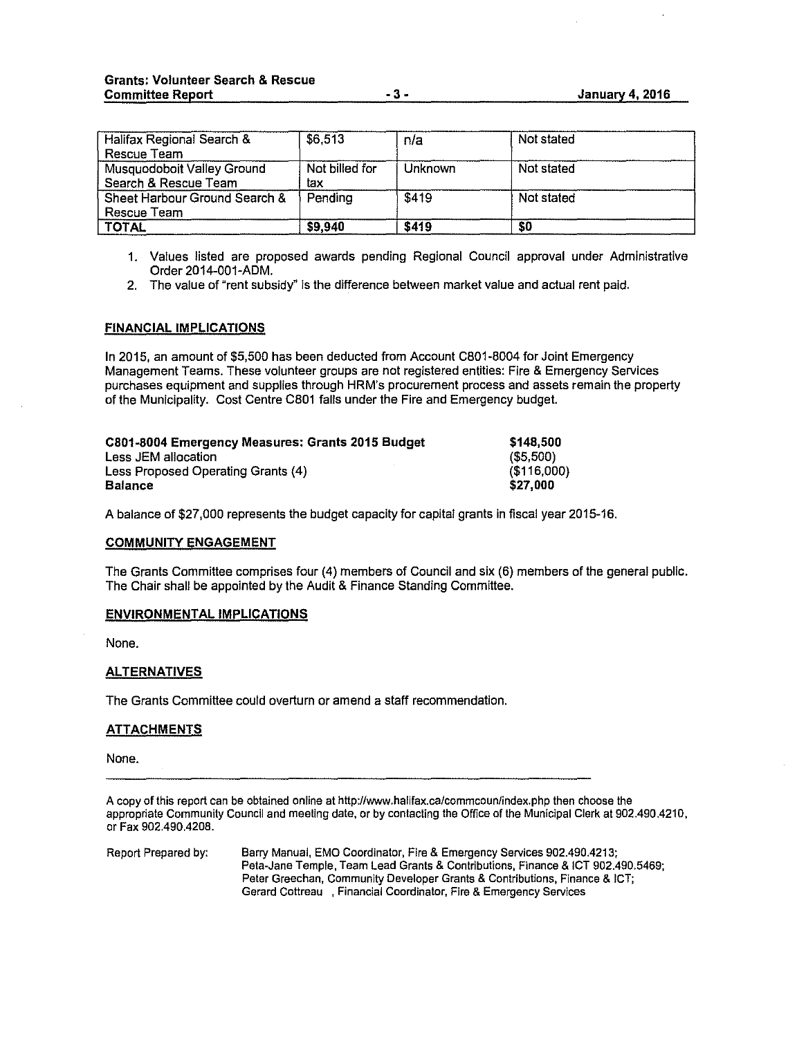| | | | |
|---|---|---|---|
| Halifax Regional Search & Rescue Team | $6,513 | n/a | Not stated |
| Musquodoboit Valley Ground Search & Rescue Team | Not billed for tax | Unknown | Not stated |
| Sheet Harbour Ground Search & Rescue Team | Pending | $419 | Not stated |
| **TOTAL** | **$9,940** | **$419** | **$0** |

1. Values listed are proposed awards pending Regional Council approval under Administrative Order 2014-001-ADM.
2. The value of "rent subsidy" is the difference between market value and actual rent paid.

## FINANCIAL IMPLICATIONS

In 2015, an amount of $5,500 has been deducted from Account C801-8004 for Joint Emergency Management Teams. These volunteer groups are not registered entities: Fire & Emergency Services purchases equipment and supplies through HRM's procurement process and assets remain the property of the Municipality. Cost Centre C801 falls under the Fire and Emergency budget.

| | |
|---|---|
| **C801-8004 Emergency Measures: Grants 2015 Budget** | **$148,500** |
| Less JEM allocation | ($5,500) |
| Less Proposed Operating Grants (4) | ($116,000) |
| **Balance** | **$27,000** |

A balance of $27,000 represents the budget capacity for capital grants in fiscal year 2015-16.

## COMMUNITY ENGAGEMENT

The Grants Committee comprises four (4) members of Council and six (6) members of the general public. The Chair shall be appointed by the Audit & Finance Standing Committee.

## ENVIRONMENTAL IMPLICATIONS

None.

## ALTERNATIVES

The Grants Committee could overturn or amend a staff recommendation.

## ATTACHMENTS

None.

---

A copy of this report can be obtained online at http://www.halifax.ca/commcoun/index.php then choose the appropriate Community Council and meeting date, or by contacting the Office of the Municipal Clerk at 902.490.4210, or Fax 902.490.4208.

Report Prepared by: Barry Manual, EMO Coordinator, Fire & Emergency Services 902.490.4213; Peta-Jane Temple, Team Lead Grants & Contributions, Finance & ICT 902.490.5469; Peter Greechan, Community Developer Grants & Contributions, Finance & ICT; Gerard Cottreau , Financial Coordinator, Fire & Emergency Services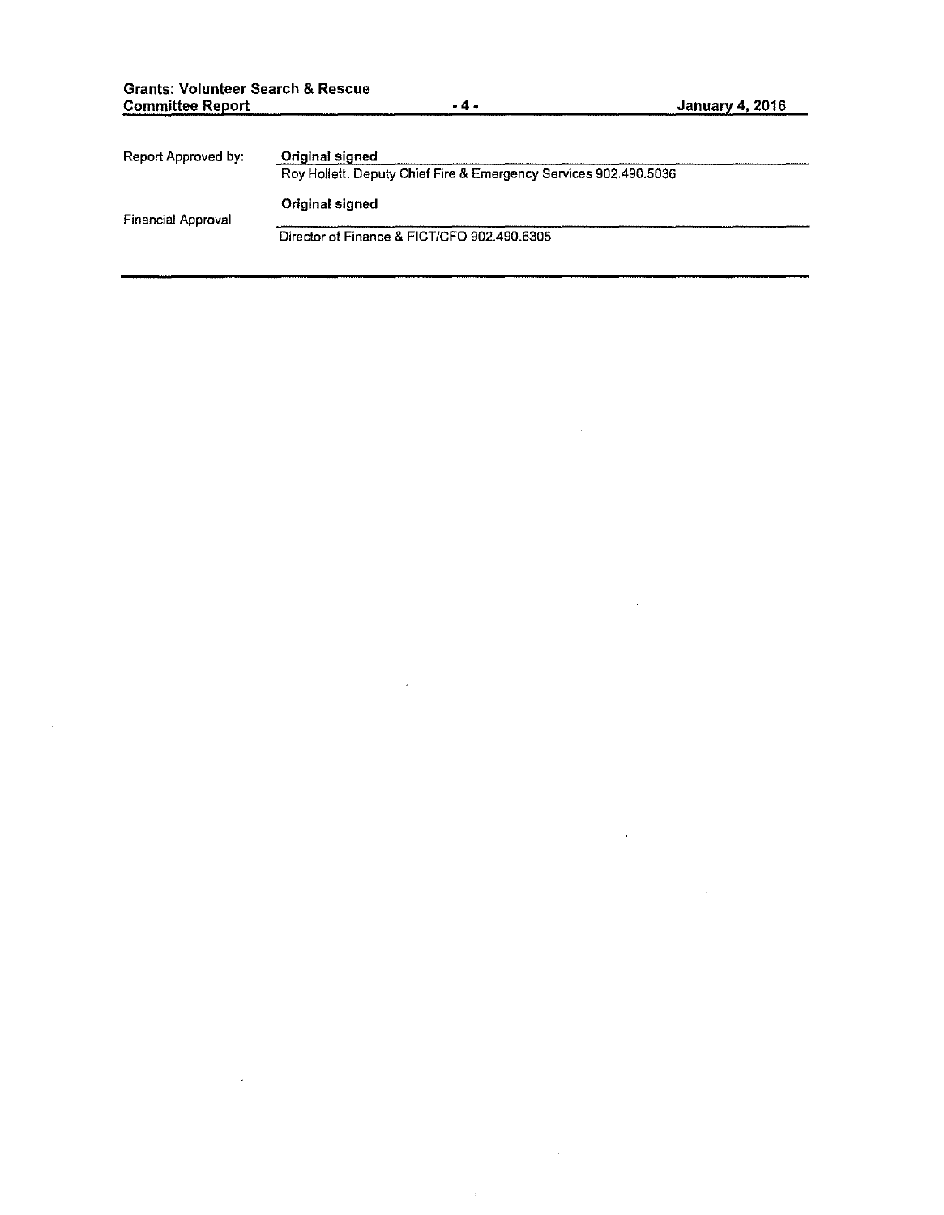Report Approved by: **Original signed**

Roy Hollett, Deputy Chief Fire & Emergency Services 902.490.5036

Financial Approval **Original signed**

Director of Finance & FICT/CFO 902.490.6305